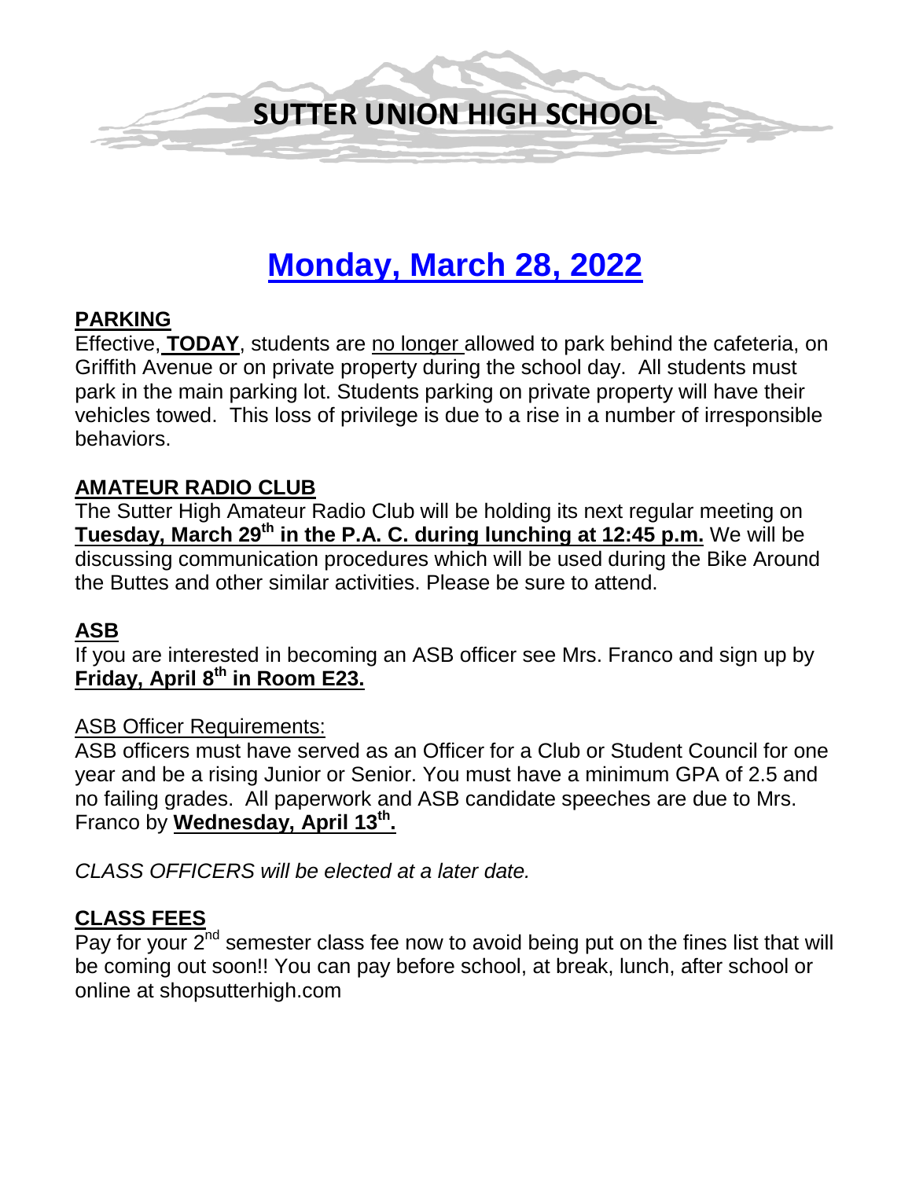# SUTTER UNION HIGH SCHOOL

## Monday, March 28, 2022

### PARKING

Effective, **TODAY**, students are no longer allowed to park behind the cafeteria, on Griffith Avenue or on private property during the school day. All students must park in the main parking lot. Students parking on private property will have their vehicles towed. This loss of privilege is due to a rise in a number of irresponsible behaviors.

### AMATEUR RADIO CLUB

The Sutter High Amateur Radio Club will be holding its next regular meeting on **Tuesday, March 29th in the P.A. C. during lunching at 12:45 p.m.** We will be discussing communication procedures which will be used during the Bike Around the Buttes and other similar activities. Please be sure to attend.

### ASB

If you are interested in becoming an ASB officer see Mrs. Franco and sign up by **Friday, April 8th in Room E23.**

ASB Officer Requirements:

ASB officers must have served as an Officer for a Club or Student Council for one year and be a rising Junior or Senior. You must have a minimum GPA of 2.5 and no failing grades. All paperwork and ASB candidate speeches are due to Mrs. Franco by **Wednesday, April 13th.**

*CLASS OFFICERS will be elected at a later date.*

### CLASS FEES

Pay for your 2nd semester class fee now to avoid being put on the fines list that will be coming out soon!! You can pay before school, at break, lunch, after school or online at shopsutterhigh.com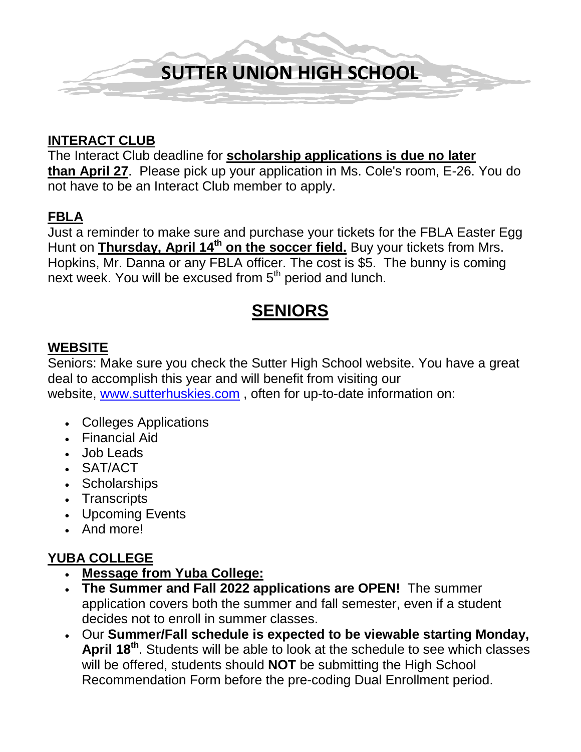# SUTTER UNION HIGH SCHOOL

## INTERACT CLUB

The Interact Club deadline for **scholarship applications is due no later than April 27**. Please pick up your application in Ms. Cole's room, E-26. You do not have to be an Interact Club member to apply.

## FBLA

Just a reminder to make sure and purchase your tickets for the FBLA Easter Egg Hunt on **Thursday, April 14th on the soccer field.** Buy your tickets from Mrs. Hopkins, Mr. Danna or any FBLA officer. The cost is $5. The bunny is coming next week. You will be excused from 5th period and lunch.

# SENIORS

## WEBSITE

Seniors: Make sure you check the Sutter High School website. You have a great deal to accomplish this year and will benefit from visiting our website, www.sutterhuskies.com , often for up-to-date information on:

- Colleges Applications
- Financial Aid
- Job Leads
- SAT/ACT
- Scholarships
- Transcripts
- Upcoming Events
- And more!

## YUBA COLLEGE

- **Message from Yuba College:**
- **The Summer and Fall 2022 applications are OPEN!** The summer application covers both the summer and fall semester, even if a student decides not to enroll in summer classes.
- Our **Summer/Fall schedule is expected to be viewable starting Monday, April 18th**. Students will be able to look at the schedule to see which classes will be offered, students should **NOT** be submitting the High School Recommendation Form before the pre-coding Dual Enrollment period.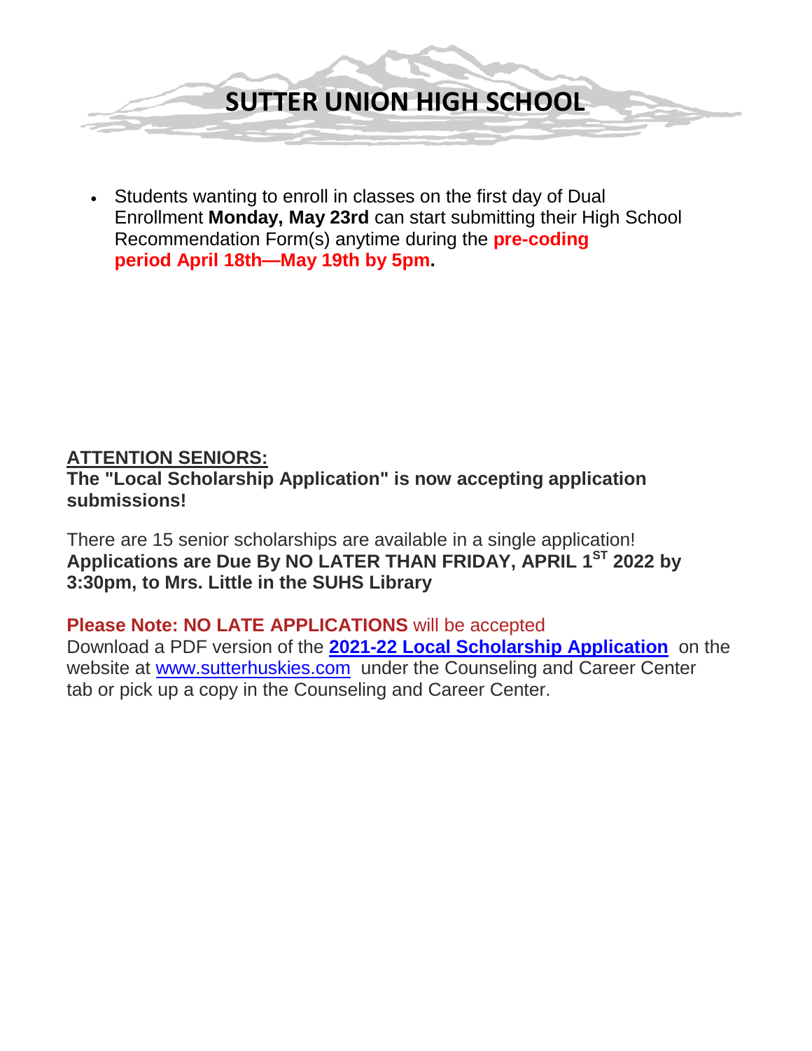# SUTTER UNION HIGH SCHOOL

- Students wanting to enroll in classes on the first day of Dual Enrollment **Monday, May 23rd** can start submitting their High School Recommendation Form(s) anytime during the **pre-coding period April 18th—May 19th by 5pm.**

**ATTENTION SENIORS:**

**The "Local Scholarship Application" is now accepting application submissions!**

There are 15 senior scholarships are available in a single application!
**Applications are Due By NO LATER THAN FRIDAY, APRIL 1ST 2022 by 3:30pm, to Mrs. Little in the SUHS Library**

**Please Note: NO LATE APPLICATIONS** will be accepted
Download a PDF version of the **2021-22 Local Scholarship Application** on the website at www.sutterhuskies.com under the Counseling and Career Center tab or pick up a copy in the Counseling and Career Center.